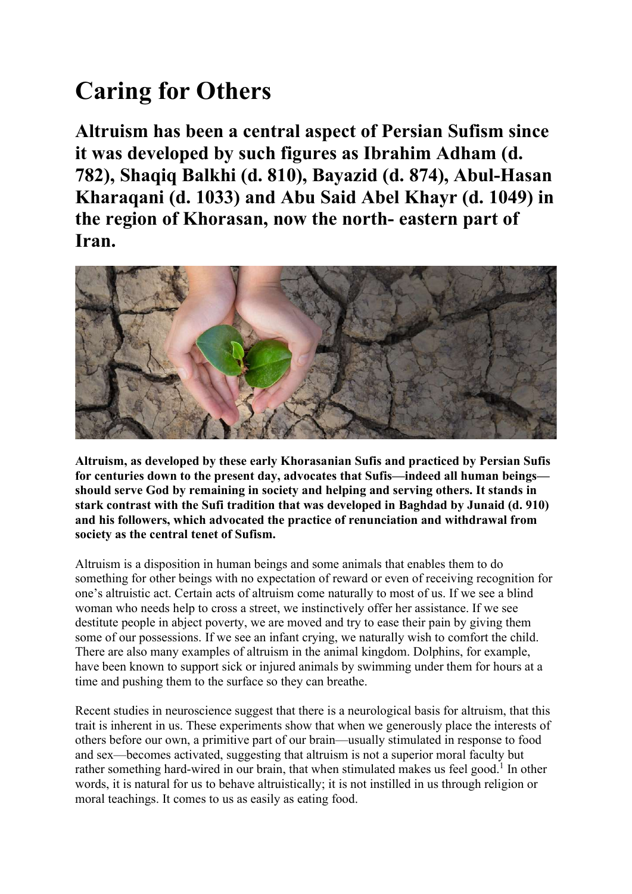# Caring for Others

## Altruism has been a central aspect of Persian Sufism since it was developed by such figures as Ibrahim Adham (d. 782), Shaqiq Balkhi (d. 810), Bayazid (d. 874), Abul-Hasan Kharaqani (d. 1033) and Abu Said Abel Khayr (d. 1049) in the region of Khorasan, now the north- eastern part of Iran.

**Altruism, as developed by these early Khorasanian Sufis and practiced by Persian Sufis for centuries down to the present day, advocates that Sufis—indeed all human beings—should serve God by remaining in society and helping and serving others. It stands in stark contrast with the Sufi tradition that was developed in Baghdad by Junaid (d. 910) and his followers, which advocated the practice of renunciation and withdrawal from society as the central tenet of Sufism.**

Altruism is a disposition in human beings and some animals that enables them to do something for other beings with no expectation of reward or even of receiving recognition for one's altruistic act. Certain acts of altruism come naturally to most of us. If we see a blind woman who needs help to cross a street, we instinctively offer her assistance. If we see destitute people in abject poverty, we are moved and try to ease their pain by giving them some of our possessions. If we see an infant crying, we naturally wish to comfort the child. There are also many examples of altruism in the animal kingdom. Dolphins, for example, have been known to support sick or injured animals by swimming under them for hours at a time and pushing them to the surface so they can breathe.

Recent studies in neuroscience suggest that there is a neurological basis for altruism, that this trait is inherent in us. These experiments show that when we generously place the interests of others before our own, a primitive part of our brain—usually stimulated in response to food and sex—becomes activated, suggesting that altruism is not a superior moral faculty but rather something hard-wired in our brain, that when stimulated makes us feel good.[1] In other words, it is natural for us to behave altruistically; it is not instilled in us through religion or moral teachings. It comes to us as easily as eating food.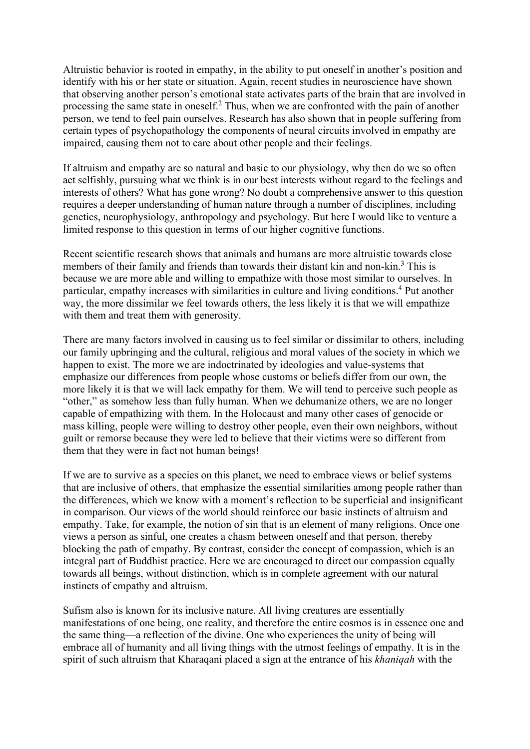Altruistic behavior is rooted in empathy, in the ability to put oneself in another's position and identify with his or her state or situation. Again, recent studies in neuroscience have shown that observing another person's emotional state activates parts of the brain that are involved in processing the same state in oneself.[2] Thus, when we are confronted with the pain of another person, we tend to feel pain ourselves. Research has also shown that in people suffering from certain types of psychopathology the components of neural circuits involved in empathy are impaired, causing them not to care about other people and their feelings.

If altruism and empathy are so natural and basic to our physiology, why then do we so often act selfishly, pursuing what we think is in our best interests without regard to the feelings and interests of others? What has gone wrong? No doubt a comprehensive answer to this question requires a deeper understanding of human nature through a number of disciplines, including genetics, neurophysiology, anthropology and psychology. But here I would like to venture a limited response to this question in terms of our higher cognitive functions.

Recent scientific research shows that animals and humans are more altruistic towards close members of their family and friends than towards their distant kin and non-kin.[3] This is because we are more able and willing to empathize with those most similar to ourselves. In particular, empathy increases with similarities in culture and living conditions.[4] Put another way, the more dissimilar we feel towards others, the less likely it is that we will empathize with them and treat them with generosity.

There are many factors involved in causing us to feel similar or dissimilar to others, including our family upbringing and the cultural, religious and moral values of the society in which we happen to exist. The more we are indoctrinated by ideologies and value-systems that emphasize our differences from people whose customs or beliefs differ from our own, the more likely it is that we will lack empathy for them. We will tend to perceive such people as "other," as somehow less than fully human. When we dehumanize others, we are no longer capable of empathizing with them. In the Holocaust and many other cases of genocide or mass killing, people were willing to destroy other people, even their own neighbors, without guilt or remorse because they were led to believe that their victims were so different from them that they were in fact not human beings!

If we are to survive as a species on this planet, we need to embrace views or belief systems that are inclusive of others, that emphasize the essential similarities among people rather than the differences, which we know with a moment's reflection to be superficial and insignificant in comparison. Our views of the world should reinforce our basic instincts of altruism and empathy. Take, for example, the notion of sin that is an element of many religions. Once one views a person as sinful, one creates a chasm between oneself and that person, thereby blocking the path of empathy. By contrast, consider the concept of compassion, which is an integral part of Buddhist practice. Here we are encouraged to direct our compassion equally towards all beings, without distinction, which is in complete agreement with our natural instincts of empathy and altruism.

Sufism also is known for its inclusive nature. All living creatures are essentially manifestations of one being, one reality, and therefore the entire cosmos is in essence one and the same thing—a reflection of the divine. One who experiences the unity of being will embrace all of humanity and all living things with the utmost feelings of empathy. It is in the spirit of such altruism that Kharaqani placed a sign at the entrance of his *khaniqah* with the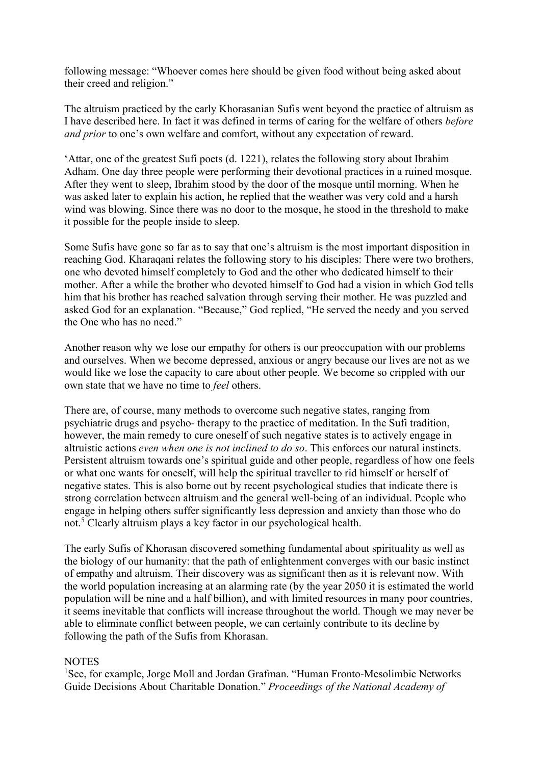following message: "Whoever comes here should be given food without being asked about their creed and religion."

The altruism practiced by the early Khorasanian Sufis went beyond the practice of altruism as I have described here. In fact it was defined in terms of caring for the welfare of others *before and prior* to one's own welfare and comfort, without any expectation of reward.

'Attar, one of the greatest Sufi poets (d. 1221), relates the following story about Ibrahim Adham. One day three people were performing their devotional practices in a ruined mosque. After they went to sleep, Ibrahim stood by the door of the mosque until morning. When he was asked later to explain his action, he replied that the weather was very cold and a harsh wind was blowing. Since there was no door to the mosque, he stood in the threshold to make it possible for the people inside to sleep.

Some Sufis have gone so far as to say that one's altruism is the most important disposition in reaching God. Kharaqani relates the following story to his disciples: There were two brothers, one who devoted himself completely to God and the other who dedicated himself to their mother. After a while the brother who devoted himself to God had a vision in which God tells him that his brother has reached salvation through serving their mother. He was puzzled and asked God for an explanation. "Because," God replied, "He served the needy and you served the One who has no need."

Another reason why we lose our empathy for others is our preoccupation with our problems and ourselves. When we become depressed, anxious or angry because our lives are not as we would like we lose the capacity to care about other people. We become so crippled with our own state that we have no time to *feel* others.

There are, of course, many methods to overcome such negative states, ranging from psychiatric drugs and psycho- therapy to the practice of meditation. In the Sufi tradition, however, the main remedy to cure oneself of such negative states is to actively engage in altruistic actions *even when one is not inclined to do so*. This enforces our natural instincts. Persistent altruism towards one's spiritual guide and other people, regardless of how one feels or what one wants for oneself, will help the spiritual traveller to rid himself or herself of negative states. This is also borne out by recent psychological studies that indicate there is strong correlation between altruism and the general well-being of an individual. People who engage in helping others suffer significantly less depression and anxiety than those who do not.[5] Clearly altruism plays a key factor in our psychological health.

The early Sufis of Khorasan discovered something fundamental about spirituality as well as the biology of our humanity: that the path of enlightenment converges with our basic instinct of empathy and altruism. Their discovery was as significant then as it is relevant now. With the world population increasing at an alarming rate (by the year 2050 it is estimated the world population will be nine and a half billion), and with limited resources in many poor countries, it seems inevitable that conflicts will increase throughout the world. Though we may never be able to eliminate conflict between people, we can certainly contribute to its decline by following the path of the Sufis from Khorasan.

NOTES

[1]See, for example, Jorge Moll and Jordan Grafman. "Human Fronto-Mesolimbic Networks Guide Decisions About Charitable Donation." *Proceedings of the National Academy of*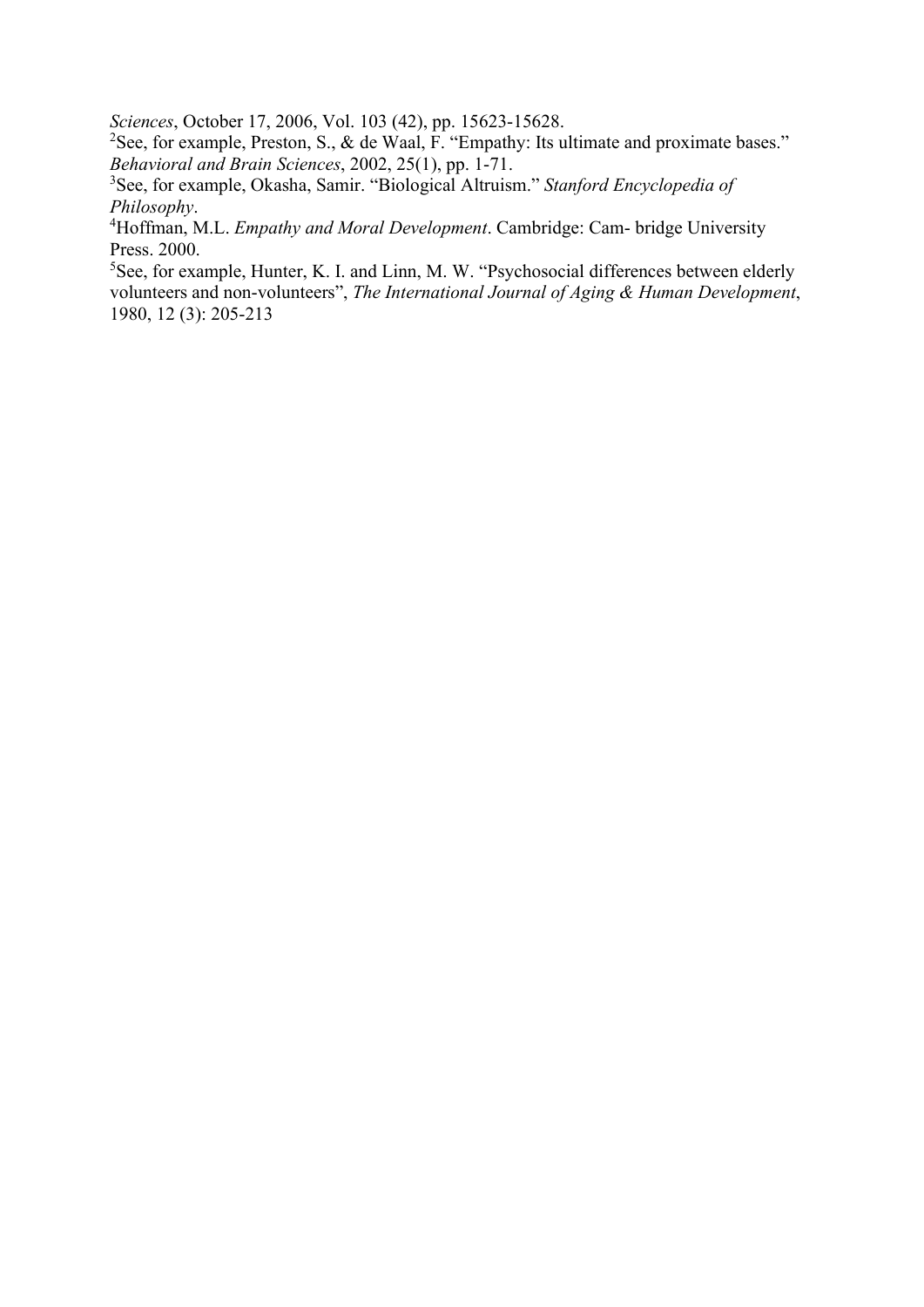*Sciences*, October 17, 2006, Vol. 103 (42), pp. 15623-15628.

[2]See, for example, Preston, S., & de Waal, F. "Empathy: Its ultimate and proximate bases." *Behavioral and Brain Sciences*, 2002, 25(1), pp. 1-71.

[3]See, for example, Okasha, Samir. "Biological Altruism." *Stanford Encyclopedia of Philosophy*.

[4]Hoffman, M.L. *Empathy and Moral Development*. Cambridge: Cam- bridge University Press. 2000.

[5]See, for example, Hunter, K. I. and Linn, M. W. "Psychosocial differences between elderly volunteers and non-volunteers", *The International Journal of Aging & Human Development*, 1980, 12 (3): 205-213